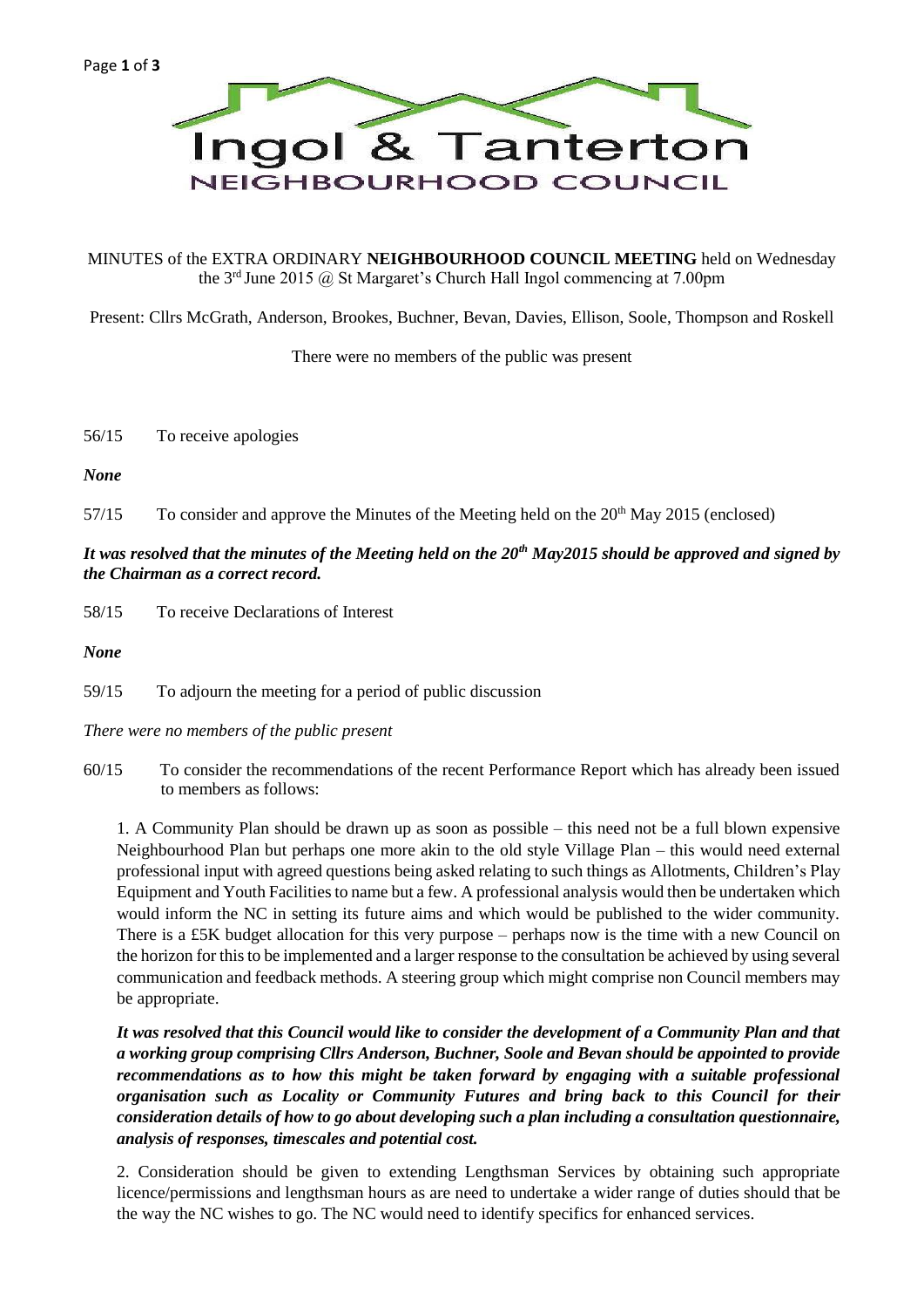# Ingol & Tanterton

## NEIGHBOURHOOD COUNCIL

MINUTES of the EXTRA ORDINARY **NEIGHBOURHOOD COUNCIL MEETING** held on Wednesday the 3rd June 2015 @ St Margaret's Church Hall Ingol commencing at 7.00pm

Present: Cllrs McGrath, Anderson, Brookes, Buchner, Bevan, Davies, Ellison, Soole, Thompson and Roskell

There were no members of the public was present

56/15 To receive apologies

***None***

57/15 To consider and approve the Minutes of the Meeting held on the 20th May 2015 (enclosed)

***It was resolved that the minutes of the Meeting held on the 20th May2015 should be approved and signed by the Chairman as a correct record.***

58/15 To receive Declarations of Interest

***None***

59/15 To adjourn the meeting for a period of public discussion

*There were no members of the public present*

60/15 To consider the recommendations of the recent Performance Report which has already been issued to members as follows:

1. A Community Plan should be drawn up as soon as possible – this need not be a full blown expensive Neighbourhood Plan but perhaps one more akin to the old style Village Plan – this would need external professional input with agreed questions being asked relating to such things as Allotments, Children's Play Equipment and Youth Facilities to name but a few. A professional analysis would then be undertaken which would inform the NC in setting its future aims and which would be published to the wider community. There is a £5K budget allocation for this very purpose – perhaps now is the time with a new Council on the horizon for this to be implemented and a larger response to the consultation be achieved by using several communication and feedback methods. A steering group which might comprise non Council members may be appropriate.

***It was resolved that this Council would like to consider the development of a Community Plan and that a working group comprising Cllrs Anderson, Buchner, Soole and Bevan should be appointed to provide recommendations as to how this might be taken forward by engaging with a suitable professional organisation such as Locality or Community Futures and bring back to this Council for their consideration details of how to go about developing such a plan including a consultation questionnaire, analysis of responses, timescales and potential cost.***

2. Consideration should be given to extending Lengthsman Services by obtaining such appropriate licence/permissions and lengthsman hours as are need to undertake a wider range of duties should that be the way the NC wishes to go. The NC would need to identify specifics for enhanced services.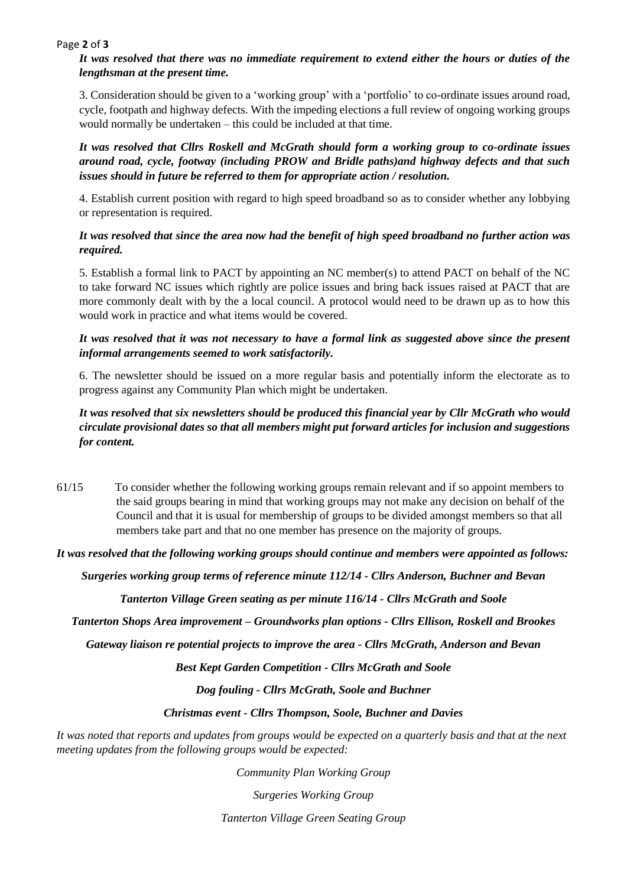***It was resolved that there was no immediate requirement to extend either the hours or duties of the lengthsman at the present time.***

3. Consideration should be given to a 'working group' with a 'portfolio' to co-ordinate issues around road, cycle, footpath and highway defects. With the impeding elections a full review of ongoing working groups would normally be undertaken – this could be included at that time.

***It was resolved that Cllrs Roskell and McGrath should form a working group to co-ordinate issues around road, cycle, footway (including PROW and Bridle paths)and highway defects and that such issues should in future be referred to them for appropriate action / resolution.***

4. Establish current position with regard to high speed broadband so as to consider whether any lobbying or representation is required.

***It was resolved that since the area now had the benefit of high speed broadband no further action was required.***

5. Establish a formal link to PACT by appointing an NC member(s) to attend PACT on behalf of the NC to take forward NC issues which rightly are police issues and bring back issues raised at PACT that are more commonly dealt with by the a local council. A protocol would need to be drawn up as to how this would work in practice and what items would be covered.

***It was resolved that it was not necessary to have a formal link as suggested above since the present informal arrangements seemed to work satisfactorily.***

6. The newsletter should be issued on a more regular basis and potentially inform the electorate as to progress against any Community Plan which might be undertaken.

***It was resolved that six newsletters should be produced this financial year by Cllr McGrath who would circulate provisional dates so that all members might put forward articles for inclusion and suggestions for content.***

61/15 To consider whether the following working groups remain relevant and if so appoint members to the said groups bearing in mind that working groups may not make any decision on behalf of the Council and that it is usual for membership of groups to be divided amongst members so that all members take part and that no one member has presence on the majority of groups.

***It was resolved that the following working groups should continue and members were appointed as follows:***

***Surgeries working group terms of reference minute 112/14 - Cllrs Anderson, Buchner and Bevan***

***Tanterton Village Green seating as per minute 116/14 - Cllrs McGrath and Soole***

***Tanterton Shops Area improvement – Groundworks plan options - Cllrs Ellison, Roskell and Brookes***

***Gateway liaison re potential projects to improve the area - Cllrs McGrath, Anderson and Bevan***

***Best Kept Garden Competition - Cllrs McGrath and Soole***

***Dog fouling - Cllrs McGrath, Soole and Buchner***

***Christmas event - Cllrs Thompson, Soole, Buchner and Davies***

*It was noted that reports and updates from groups would be expected on a quarterly basis and that at the next meeting updates from the following groups would be expected:*

*Community Plan Working Group*

*Surgeries Working Group*

*Tanterton Village Green Seating Group*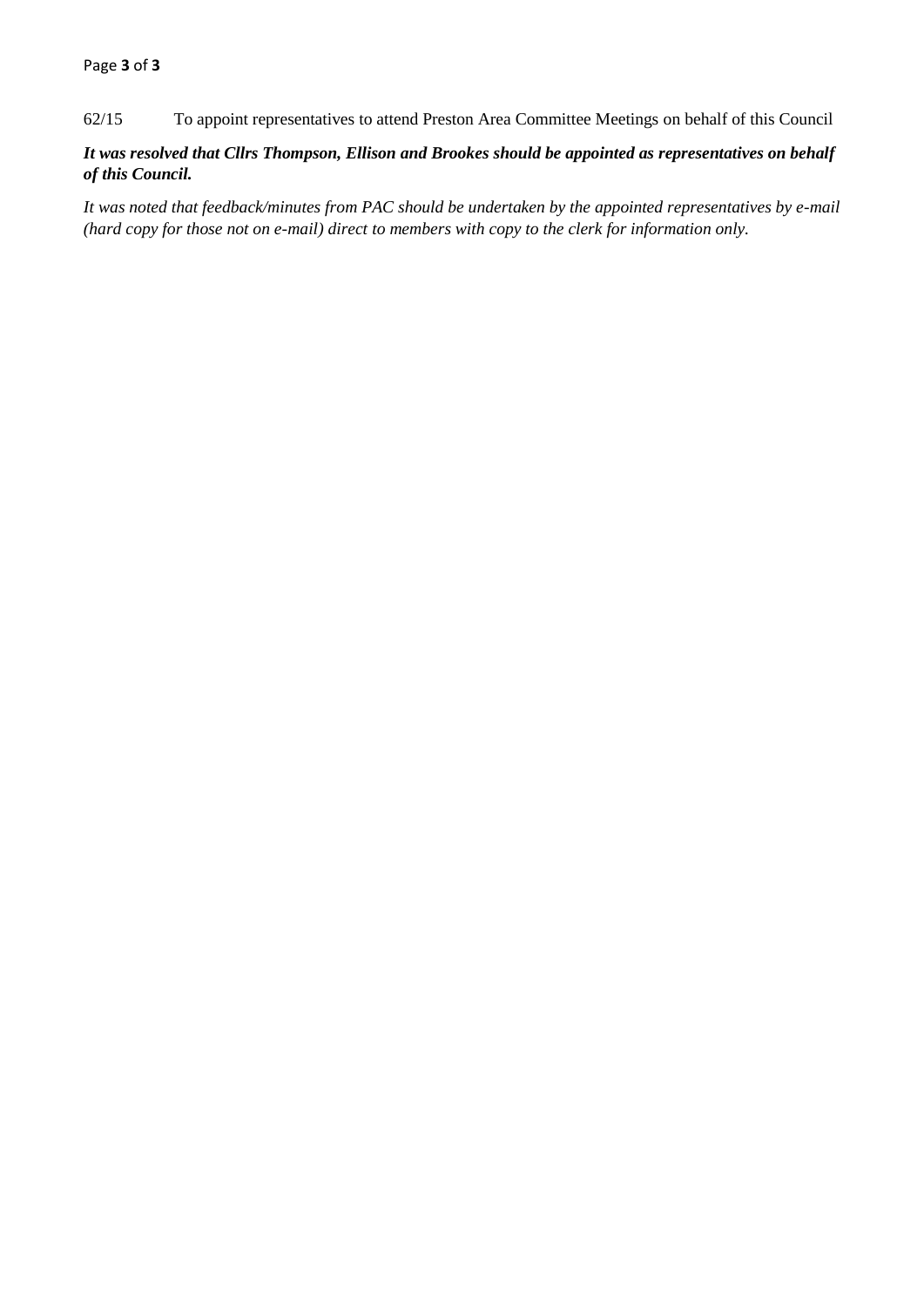62/15 To appoint representatives to attend Preston Area Committee Meetings on behalf of this Council

***It was resolved that Cllrs Thompson, Ellison and Brookes should be appointed as representatives on behalf of this Council.***

*It was noted that feedback/minutes from PAC should be undertaken by the appointed representatives by e-mail (hard copy for those not on e-mail) direct to members with copy to the clerk for information only.*